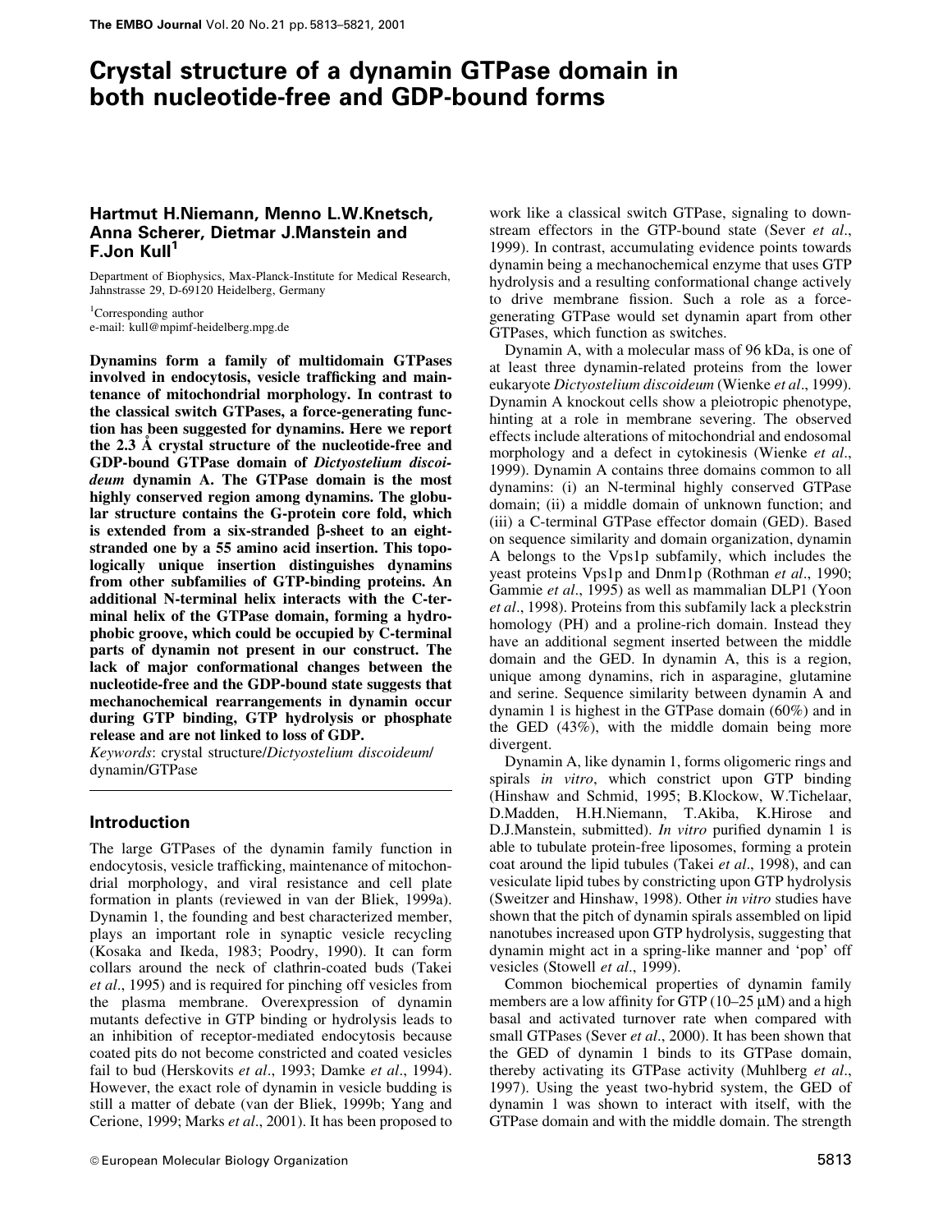# Crystal structure of a dynamin GTPase domain in both nucleotide-free and GDP-bound forms

**Hartmut H.Niemann, Menno L.W.Knetsch, Anna Scherer, Dietmar J.Manstein and F.Jon Kull[1]**

Department of Biophysics, Max-Planck-Institute for Medical Research, Jahnstrasse 29, D-69120 Heidelberg, Germany

[1]Corresponding author
e-mail: kull@mpimf-heidelberg.mpg.de

**Dynamins form a family of multidomain GTPases involved in endocytosis, vesicle trafficking and maintenance of mitochondrial morphology. In contrast to the classical switch GTPases, a force-generating function has been suggested for dynamins. Here we report the 2.3 Å crystal structure of the nucleotide-free and GDP-bound GTPase domain of *Dictyostelium discoideum* dynamin A. The GTPase domain is the most highly conserved region among dynamins. The globular structure contains the G-protein core fold, which is extended from a six-stranded β-sheet to an eight-stranded one by a 55 amino acid insertion. This topologically unique insertion distinguishes dynamins from other subfamilies of GTP-binding proteins. An additional N-terminal helix interacts with the C-terminal helix of the GTPase domain, forming a hydrophobic groove, which could be occupied by C-terminal parts of dynamin not present in our construct. The lack of major conformational changes between the nucleotide-free and the GDP-bound state suggests that mechanochemical rearrangements in dynamin occur during GTP binding, GTP hydrolysis or phosphate release and are not linked to loss of GDP.**

*Keywords*: crystal structure/*Dictyostelium discoideum*/dynamin/GTPase

## Introduction

The large GTPases of the dynamin family function in endocytosis, vesicle trafficking, maintenance of mitochondrial morphology, and viral resistance and cell plate formation in plants (reviewed in van der Bliek, 1999a). Dynamin 1, the founding and best characterized member, plays an important role in synaptic vesicle recycling (Kosaka and Ikeda, 1983; Poodry, 1990). It can form collars around the neck of clathrin-coated buds (Takei *et al*., 1995) and is required for pinching off vesicles from the plasma membrane. Overexpression of dynamin mutants defective in GTP binding or hydrolysis leads to an inhibition of receptor-mediated endocytosis because coated pits do not become constricted and coated vesicles fail to bud (Herskovits *et al*., 1993; Damke *et al*., 1994). However, the exact role of dynamin in vesicle budding is still a matter of debate (van der Bliek, 1999b; Yang and Cerione, 1999; Marks *et al*., 2001). It has been proposed to work like a classical switch GTPase, signaling to downstream effectors in the GTP-bound state (Sever *et al*., 1999). In contrast, accumulating evidence points towards dynamin being a mechanochemical enzyme that uses GTP hydrolysis and a resulting conformational change actively to drive membrane fission. Such a role as a force-generating GTPase would set dynamin apart from other GTPases, which function as switches.

Dynamin A, with a molecular mass of 96 kDa, is one of at least three dynamin-related proteins from the lower eukaryote *Dictyostelium discoideum* (Wienke *et al*., 1999). Dynamin A knockout cells show a pleiotropic phenotype, hinting at a role in membrane severing. The observed effects include alterations of mitochondrial and endosomal morphology and a defect in cytokinesis (Wienke *et al*., 1999). Dynamin A contains three domains common to all dynamins: (i) an N-terminal highly conserved GTPase domain; (ii) a middle domain of unknown function; and (iii) a C-terminal GTPase effector domain (GED). Based on sequence similarity and domain organization, dynamin A belongs to the Vps1p subfamily, which includes the yeast proteins Vps1p and Dnm1p (Rothman *et al*., 1990; Gammie *et al*., 1995) as well as mammalian DLP1 (Yoon *et al*., 1998). Proteins from this subfamily lack a pleckstrin homology (PH) and a proline-rich domain. Instead they have an additional segment inserted between the middle domain and the GED. In dynamin A, this is a region, unique among dynamins, rich in asparagine, glutamine and serine. Sequence similarity between dynamin A and dynamin 1 is highest in the GTPase domain (60%) and in the GED (43%), with the middle domain being more divergent.

Dynamin A, like dynamin 1, forms oligomeric rings and spirals *in vitro*, which constrict upon GTP binding (Hinshaw and Schmid, 1995; B.Klockow, W.Tichelaar, D.Madden, H.H.Niemann, T.Akiba, K.Hirose and D.J.Manstein, submitted). *In vitro* purified dynamin 1 is able to tubulate protein-free liposomes, forming a protein coat around the lipid tubules (Takei *et al*., 1998), and can vesiculate lipid tubes by constricting upon GTP hydrolysis (Sweitzer and Hinshaw, 1998). Other *in vitro* studies have shown that the pitch of dynamin spirals assembled on lipid nanotubes increased upon GTP hydrolysis, suggesting that dynamin might act in a spring-like manner and 'pop' off vesicles (Stowell *et al*., 1999).

Common biochemical properties of dynamin family members are a low affinity for GTP (10–25 μM) and a high basal and activated turnover rate when compared with small GTPases (Sever *et al*., 2000). It has been shown that the GED of dynamin 1 binds to its GTPase domain, thereby activating its GTPase activity (Muhlberg *et al*., 1997). Using the yeast two-hybrid system, the GED of dynamin 1 was shown to interact with itself, with the GTPase domain and with the middle domain. The strength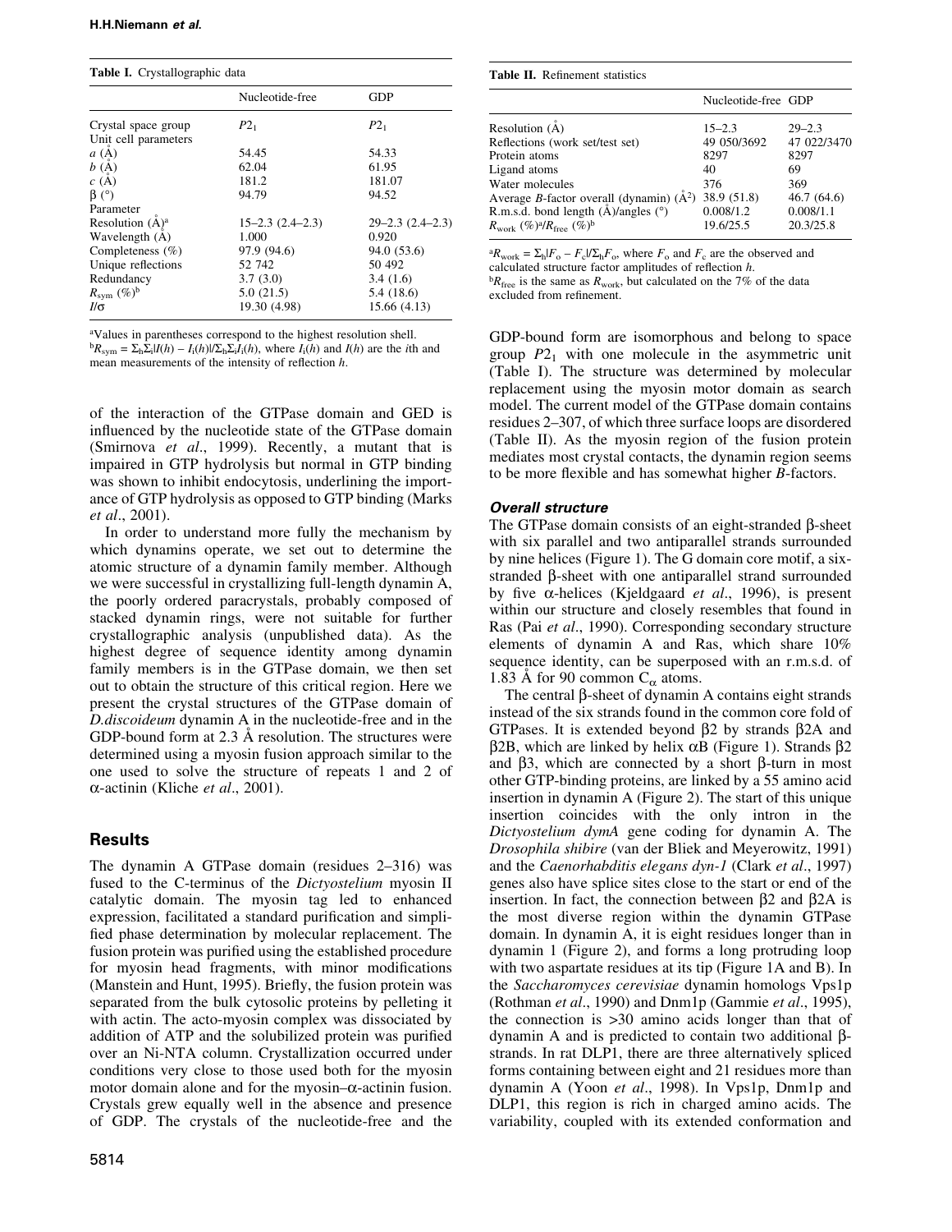**Table I.** Crystallographic data

| | Nucleotide-free | GDP |
|---|---|---|
| Crystal space group | $P2_1$ | $P2_1$ |
| Unit cell parameters | | |
| $a$ (Å) | 54.45 | 54.33 |
| $b$ (Å) | 62.04 | 61.95 |
| $c$ (Å) | 181.2 | 181.07 |
| β (°) | 94.79 | 94.52 |
| Parameter | | |
| Resolution (Å)[a] | 15–2.3 (2.4–2.3) | 29–2.3 (2.4–2.3) |
| Wavelength (Å) | 1.000 | 0.920 |
| Completeness (%) | 97.9 (94.6) | 94.0 (53.6) |
| Unique reflections | 52 742 | 50 492 |
| Redundancy | 3.7 (3.0) | 3.4 (1.6) |
| $R_{sym}$ (%)[b] | 5.0 (21.5) | 5.4 (18.6) |
| $I/\sigma$ | 19.30 (4.98) | 15.66 (4.13) |

[a]Values in parentheses correspond to the highest resolution shell.
[b]$R_{sym} = \Sigma_h\Sigma_i|I(h) - I_i(h)|/\Sigma_h\Sigma_iI_i(h)$, where $I_i(h)$ and $I(h)$ are the $i$th and mean measurements of the intensity of reflection $h$.

**Table II.** Refinement statistics

| | Nucleotide-free | GDP |
|---|---|---|
| Resolution (Å) | 15–2.3 | 29–2.3 |
| Reflections (work set/test set) | 49 050/3692 | 47 022/3470 |
| Protein atoms | 8297 | 8297 |
| Ligand atoms | 40 | 69 |
| Water molecules | 376 | 369 |
| Average $B$-factor overall (dynamin) (Å$^2$) | 38.9 (51.8) | 46.7 (64.6) |
| R.m.s.d. bond length (Å)/angles (°) | 0.008/1.2 | 0.008/1.1 |
| $R_{work}$ (%)[a]/$R_{free}$ (%)[b] | 19.6/25.5 | 20.3/25.8 |

[a]$R_{work} = \Sigma_h|F_o - F_c|/\Sigma_hF_o$, where $F_o$ and $F_c$ are the observed and calculated structure factor amplitudes of reflection $h$.
[b]$R_{free}$ is the same as $R_{work}$, but calculated on the 7% of the data excluded from refinement.

of the interaction of the GTPase domain and GED is influenced by the nucleotide state of the GTPase domain (Smirnova *et al*., 1999). Recently, a mutant that is impaired in GTP hydrolysis but normal in GTP binding was shown to inhibit endocytosis, underlining the importance of GTP hydrolysis as opposed to GTP binding (Marks *et al*., 2001).

In order to understand more fully the mechanism by which dynamins operate, we set out to determine the atomic structure of a dynamin family member. Although we were successful in crystallizing full-length dynamin A, the poorly ordered paracrystals, probably composed of stacked dynamin rings, were not suitable for further crystallographic analysis (unpublished data). As the highest degree of sequence identity among dynamin family members is in the GTPase domain, we then set out to obtain the structure of this critical region. Here we present the crystal structures of the GTPase domain of *D.discoideum* dynamin A in the nucleotide-free and in the GDP-bound form at 2.3 Å resolution. The structures were determined using a myosin fusion approach similar to the one used to solve the structure of repeats 1 and 2 of α-actinin (Kliche *et al*., 2001).

## Results

The dynamin A GTPase domain (residues 2–316) was fused to the C-terminus of the *Dictyostelium* myosin II catalytic domain. The myosin tag led to enhanced expression, facilitated a standard purification and simplified phase determination by molecular replacement. The fusion protein was purified using the established procedure for myosin head fragments, with minor modifications (Manstein and Hunt, 1995). Briefly, the fusion protein was separated from the bulk cytosolic proteins by pelleting it with actin. The acto-myosin complex was dissociated by addition of ATP and the solubilized protein was purified over an Ni-NTA column. Crystallization occurred under conditions very close to those used both for the myosin motor domain alone and for the myosin–α-actinin fusion. Crystals grew equally well in the absence and presence of GDP. The crystals of the nucleotide-free and the GDP-bound form are isomorphous and belong to space group $P2_1$ with one molecule in the asymmetric unit (Table I). The structure was determined by molecular replacement using the myosin motor domain as search model. The current model of the GTPase domain contains residues 2–307, of which three surface loops are disordered (Table II). As the myosin region of the fusion protein mediates most crystal contacts, the dynamin region seems to be more flexible and has somewhat higher $B$-factors.

### Overall structure

The GTPase domain consists of an eight-stranded β-sheet with six parallel and two antiparallel strands surrounded by nine helices (Figure 1). The G domain core motif, a six-stranded β-sheet with one antiparallel strand surrounded by five α-helices (Kjeldgaard *et al*., 1996), is present within our structure and closely resembles that found in Ras (Pai *et al*., 1990). Corresponding secondary structure elements of dynamin A and Ras, which share 10% sequence identity, can be superposed with an r.m.s.d. of 1.83 Å for 90 common $C_\alpha$ atoms.

The central β-sheet of dynamin A contains eight strands instead of the six strands found in the common core fold of GTPases. It is extended beyond β2 by strands β2A and β2B, which are linked by helix αB (Figure 1). Strands β2 and β3, which are connected by a short β-turn in most other GTP-binding proteins, are linked by a 55 amino acid insertion in dynamin A (Figure 2). The start of this unique insertion coincides with the only intron in the *Dictyostelium dymA* gene coding for dynamin A. The *Drosophila shibire* (van der Bliek and Meyerowitz, 1991) and the *Caenorhabditis elegans dyn-1* (Clark *et al*., 1997) genes also have splice sites close to the start or end of the insertion. In fact, the connection between β2 and β2A is the most diverse region within the dynamin GTPase domain. In dynamin A, it is eight residues longer than in dynamin 1 (Figure 2), and forms a long protruding loop with two aspartate residues at its tip (Figure 1A and B). In the *Saccharomyces cerevisiae* dynamin homologs Vps1p (Rothman *et al*., 1990) and Dnm1p (Gammie *et al*., 1995), the connection is >30 amino acids longer than that of dynamin A and is predicted to contain two additional β-strands. In rat DLP1, there are three alternatively spliced forms containing between eight and 21 residues more than dynamin A (Yoon *et al*., 1998). In Vps1p, Dnm1p and DLP1, this region is rich in charged amino acids. The variability, coupled with its extended conformation and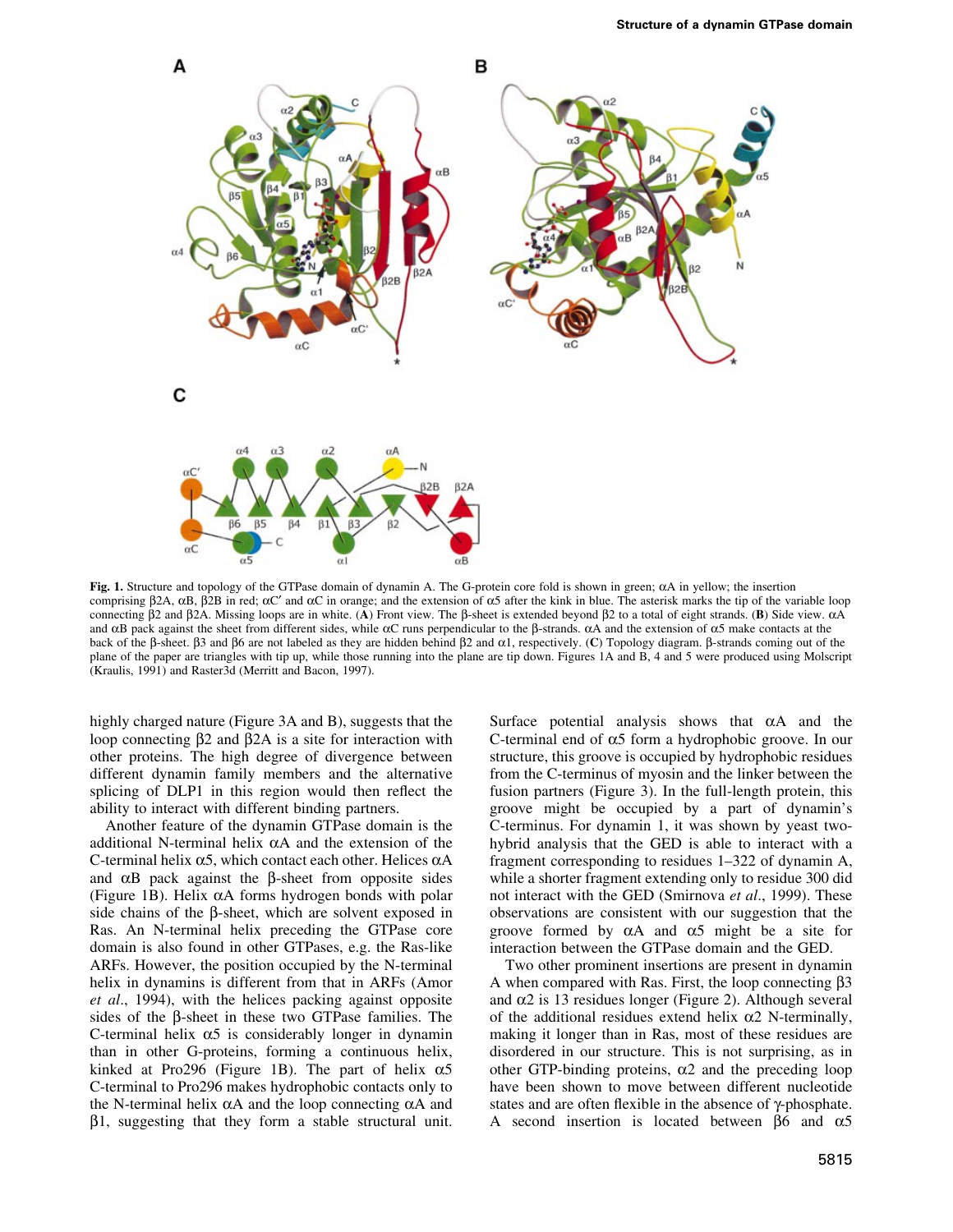**Fig. 1.** Structure and topology of the GTPase domain of dynamin A. The G-protein core fold is shown in green; αA in yellow; the insertion comprising β2A, αB, β2B in red; αC′ and αC in orange; and the extension of α5 after the kink in blue. The asterisk marks the tip of the variable loop connecting β2 and β2A. Missing loops are in white. (**A**) Front view. The β-sheet is extended beyond β2 to a total of eight strands. (**B**) Side view. αA and αB pack against the sheet from different sides, while αC runs perpendicular to the β-strands. αA and the extension of α5 make contacts at the back of the β-sheet. β3 and β6 are not labeled as they are hidden behind β2 and α1, respectively. (**C**) Topology diagram. β-strands coming out of the plane of the paper are triangles with tip up, while those running into the plane are tip down. Figures 1A and B, 4 and 5 were produced using Molscript (Kraulis, 1991) and Raster3d (Merritt and Bacon, 1997).

highly charged nature (Figure 3A and B), suggests that the loop connecting β2 and β2A is a site for interaction with other proteins. The high degree of divergence between different dynamin family members and the alternative splicing of DLP1 in this region would then reflect the ability to interact with different binding partners.

Another feature of the dynamin GTPase domain is the additional N-terminal helix αA and the extension of the C-terminal helix α5, which contact each other. Helices αA and αB pack against the β-sheet from opposite sides (Figure 1B). Helix αA forms hydrogen bonds with polar side chains of the β-sheet, which are solvent exposed in Ras. An N-terminal helix preceding the GTPase core domain is also found in other GTPases, e.g. the Ras-like ARFs. However, the position occupied by the N-terminal helix in dynamins is different from that in ARFs (Amor *et al*., 1994), with the helices packing against opposite sides of the β-sheet in these two GTPase families. The C-terminal helix α5 is considerably longer in dynamin than in other G-proteins, forming a continuous helix, kinked at Pro296 (Figure 1B). The part of helix α5 C-terminal to Pro296 makes hydrophobic contacts only to the N-terminal helix αA and the loop connecting αA and β1, suggesting that they form a stable structural unit. Surface potential analysis shows that αA and the C-terminal end of α5 form a hydrophobic groove. In our structure, this groove is occupied by hydrophobic residues from the C-terminus of myosin and the linker between the fusion partners (Figure 3). In the full-length protein, this groove might be occupied by a part of dynamin's C-terminus. For dynamin 1, it was shown by yeast two-hybrid analysis that the GED is able to interact with a fragment corresponding to residues 1–322 of dynamin A, while a shorter fragment extending only to residue 300 did not interact with the GED (Smirnova *et al*., 1999). These observations are consistent with our suggestion that the groove formed by αA and α5 might be a site for interaction between the GTPase domain and the GED.

Two other prominent insertions are present in dynamin A when compared with Ras. First, the loop connecting β3 and α2 is 13 residues longer (Figure 2). Although several of the additional residues extend helix α2 N-terminally, making it longer than in Ras, most of these residues are disordered in our structure. This is not surprising, as in other GTP-binding proteins, α2 and the preceding loop have been shown to move between different nucleotide states and are often flexible in the absence of γ-phosphate. A second insertion is located between β6 and α5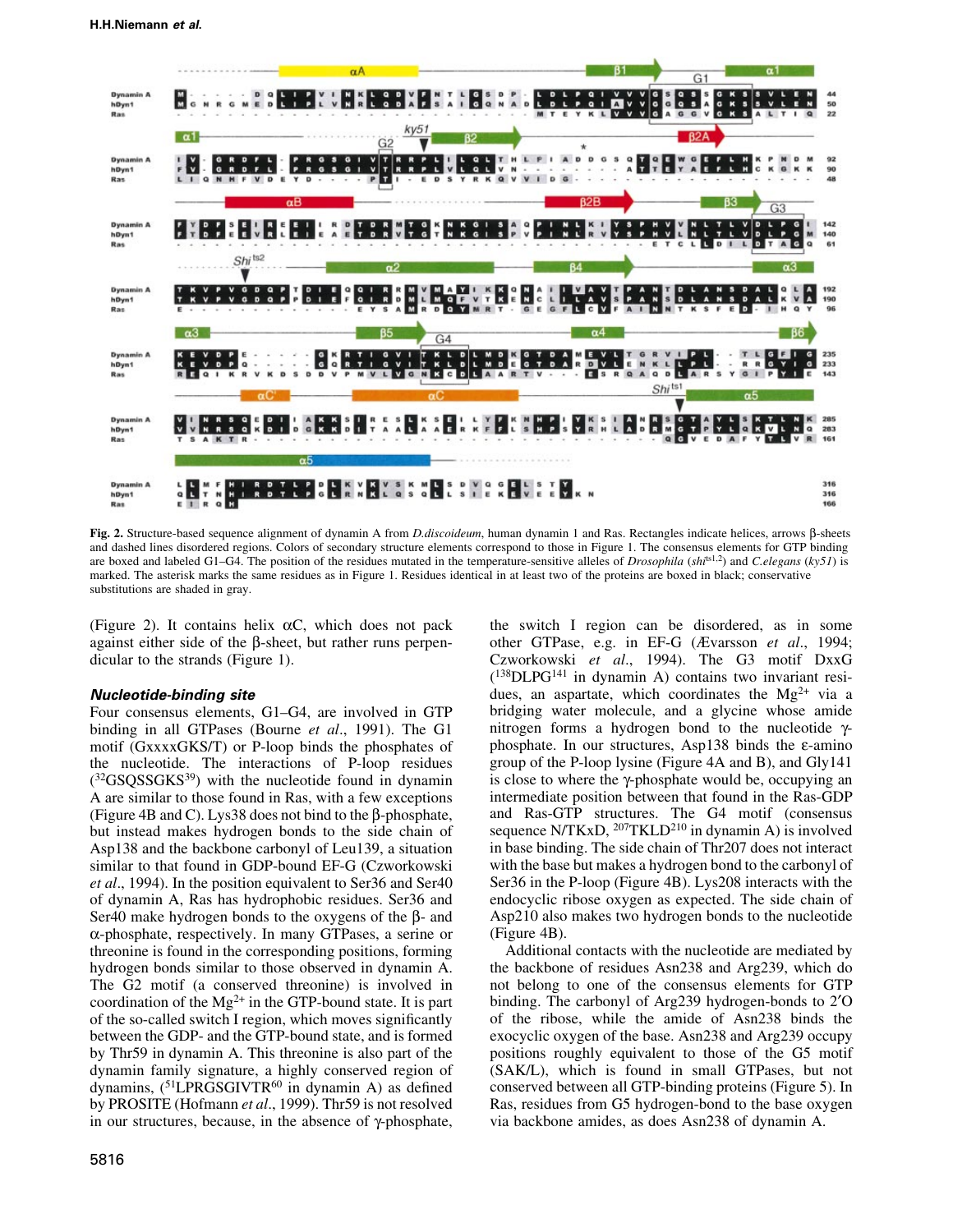**Fig. 2.** Structure-based sequence alignment of dynamin A from *D.discoideum*, human dynamin 1 and Ras. Rectangles indicate helices, arrows β-sheets and dashed lines disordered regions. Colors of secondary structure elements correspond to those in Figure 1. The consensus elements for GTP binding are boxed and labeled G1–G4. The position of the residues mutated in the temperature-sensitive alleles of *Drosophila* (*shi*[ts1,2]) and *C.elegans* (*ky51*) is marked. The asterisk marks the same residues as in Figure 1. Residues identical in at least two of the proteins are boxed in black; conservative substitutions are shaded in gray.

(Figure 2). It contains helix αC, which does not pack against either side of the β-sheet, but rather runs perpendicular to the strands (Figure 1).

### Nucleotide-binding site

Four consensus elements, G1–G4, are involved in GTP binding in all GTPases (Bourne *et al*., 1991). The G1 motif (GxxxxGKS/T) or P-loop binds the phosphates of the nucleotide. The interactions of P-loop residues ([32]GSQSSGKS[39]) with the nucleotide found in dynamin A are similar to those found in Ras, with a few exceptions (Figure 4B and C). Lys38 does not bind to the β-phosphate, but instead makes hydrogen bonds to the side chain of Asp138 and the backbone carbonyl of Leu139, a situation similar to that found in GDP-bound EF-G (Czworkowski *et al*., 1994). In the position equivalent to Ser36 and Ser40 of dynamin A, Ras has hydrophobic residues. Ser36 and Ser40 make hydrogen bonds to the oxygens of the β- and α-phosphate, respectively. In many GTPases, a serine or threonine is found in the corresponding positions, forming hydrogen bonds similar to those observed in dynamin A. The G2 motif (a conserved threonine) is involved in coordination of the $Mg^{2+}$ in the GTP-bound state. It is part of the so-called switch I region, which moves significantly between the GDP- and the GTP-bound state, and is formed by Thr59 in dynamin A. This threonine is also part of the dynamin family signature, a highly conserved region of dynamins, ([51]LPRGSGIVTR[60] in dynamin A) as defined by PROSITE (Hofmann *et al*., 1999). Thr59 is not resolved in our structures, because, in the absence of γ-phosphate, the switch I region can be disordered, as in some other GTPase, e.g. in EF-G (Ævarsson *et al*., 1994; Czworkowski *et al*., 1994). The G3 motif DxxG ([138]DLPG[141] in dynamin A) contains two invariant residues, an aspartate, which coordinates the $Mg^{2+}$ via a bridging water molecule, and a glycine whose amide nitrogen forms a hydrogen bond to the nucleotide γ-phosphate. In our structures, Asp138 binds the ε-amino group of the P-loop lysine (Figure 4A and B), and Gly141 is close to where the γ-phosphate would be, occupying an intermediate position between that found in the Ras-GDP and Ras-GTP structures. The G4 motif (consensus sequence N/TKxD, [207]TKLD[210] in dynamin A) is involved in base binding. The side chain of Thr207 does not interact with the base but makes a hydrogen bond to the carbonyl of Ser36 in the P-loop (Figure 4B). Lys208 interacts with the endocyclic ribose oxygen as expected. The side chain of Asp210 also makes two hydrogen bonds to the nucleotide (Figure 4B).

Additional contacts with the nucleotide are mediated by the backbone of residues Asn238 and Arg239, which do not belong to one of the consensus elements for GTP binding. The carbonyl of Arg239 hydrogen-bonds to 2′O of the ribose, while the amide of Asn238 binds the exocyclic oxygen of the base. Asn238 and Arg239 occupy positions roughly equivalent to those of the G5 motif (SAK/L), which is found in small GTPases, but not conserved between all GTP-binding proteins (Figure 5). In Ras, residues from G5 hydrogen-bond to the base oxygen via backbone amides, as does Asn238 of dynamin A.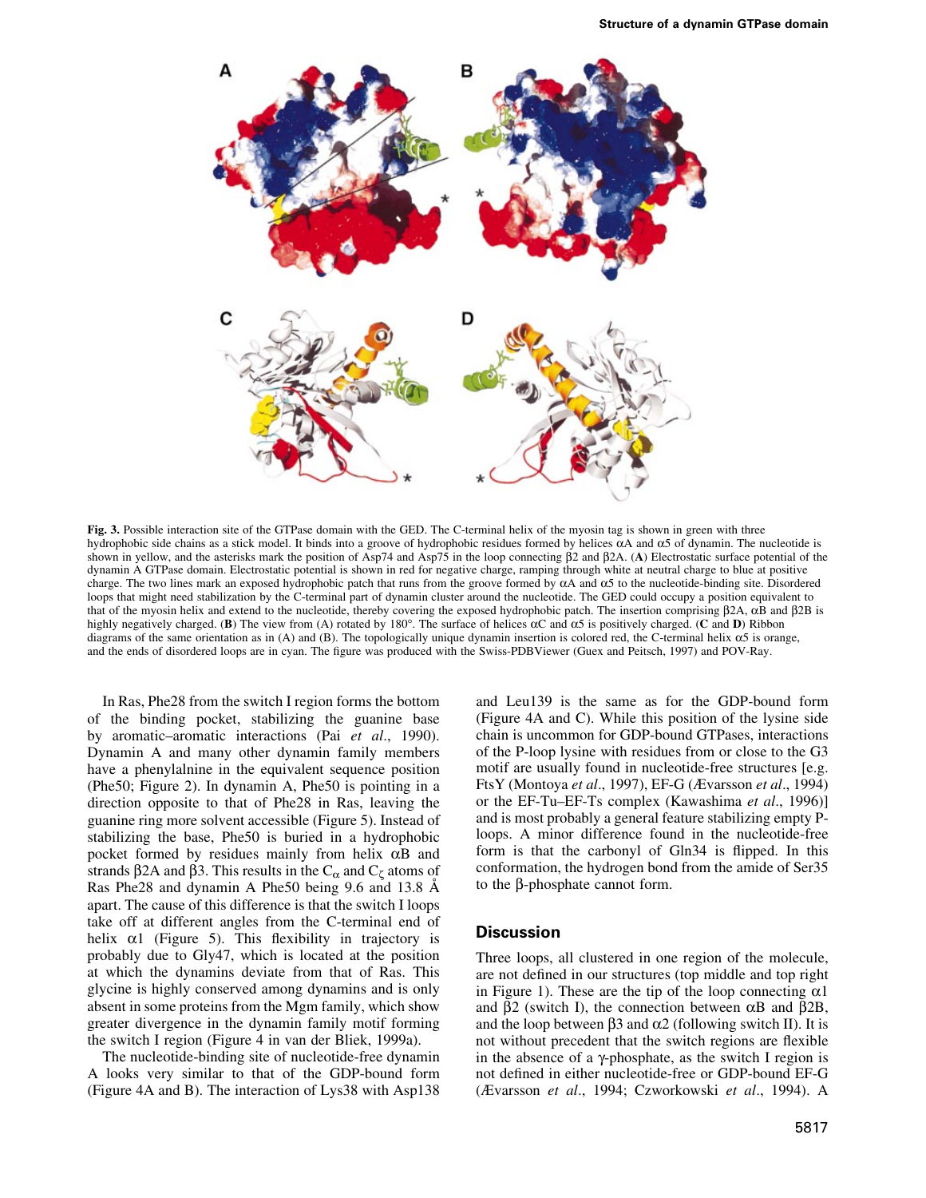**Fig. 3.** Possible interaction site of the GTPase domain with the GED. The C-terminal helix of the myosin tag is shown in green with three hydrophobic side chains as a stick model. It binds into a groove of hydrophobic residues formed by helices αA and α5 of dynamin. The nucleotide is shown in yellow, and the asterisks mark the position of Asp74 and Asp75 in the loop connecting β2 and β2A. (**A**) Electrostatic surface potential of the dynamin A GTPase domain. Electrostatic potential is shown in red for negative charge, ramping through white at neutral charge to blue at positive charge. The two lines mark an exposed hydrophobic patch that runs from the groove formed by αA and α5 to the nucleotide-binding site. Disordered loops that might need stabilization by the C-terminal part of dynamin cluster around the nucleotide. The GED could occupy a position equivalent to that of the myosin helix and extend to the nucleotide, thereby covering the exposed hydrophobic patch. The insertion comprising β2A, αB and β2B is highly negatively charged. (**B**) The view from (A) rotated by 180°. The surface of helices αC and α5 is positively charged. (**C** and **D**) Ribbon diagrams of the same orientation as in (A) and (B). The topologically unique dynamin insertion is colored red, the C-terminal helix α5 is orange, and the ends of disordered loops are in cyan. The figure was produced with the Swiss-PDBViewer (Guex and Peitsch, 1997) and POV-Ray.

In Ras, Phe28 from the switch I region forms the bottom of the binding pocket, stabilizing the guanine base by aromatic–aromatic interactions (Pai *et al*., 1990). Dynamin A and many other dynamin family members have a phenylalnine in the equivalent sequence position (Phe50; Figure 2). In dynamin A, Phe50 is pointing in a direction opposite to that of Phe28 in Ras, leaving the guanine ring more solvent accessible (Figure 5). Instead of stabilizing the base, Phe50 is buried in a hydrophobic pocket formed by residues mainly from helix αB and strands β2A and β3. This results in the $C_\alpha$ and $C_\zeta$ atoms of Ras Phe28 and dynamin A Phe50 being 9.6 and 13.8 Å apart. The cause of this difference is that the switch I loops take off at different angles from the C-terminal end of helix α1 (Figure 5). This flexibility in trajectory is probably due to Gly47, which is located at the position at which the dynamins deviate from that of Ras. This glycine is highly conserved among dynamins and is only absent in some proteins from the Mgm family, which show greater divergence in the dynamin family motif forming the switch I region (Figure 4 in van der Bliek, 1999a).

The nucleotide-binding site of nucleotide-free dynamin A looks very similar to that of the GDP-bound form (Figure 4A and B). The interaction of Lys38 with Asp138 and Leu139 is the same as for the GDP-bound form (Figure 4A and C). While this position of the lysine side chain is uncommon for GDP-bound GTPases, interactions of the P-loop lysine with residues from or close to the G3 motif are usually found in nucleotide-free structures [e.g. FtsY (Montoya *et al*., 1997), EF-G (Ævarsson *et al*., 1994) or the EF-Tu–EF-Ts complex (Kawashima *et al*., 1996)] and is most probably a general feature stabilizing empty P-loops. A minor difference found in the nucleotide-free form is that the carbonyl of Gln34 is flipped. In this conformation, the hydrogen bond from the amide of Ser35 to the β-phosphate cannot form.

## Discussion

Three loops, all clustered in one region of the molecule, are not defined in our structures (top middle and top right in Figure 1). These are the tip of the loop connecting α1 and β2 (switch I), the connection between αB and β2B, and the loop between β3 and α2 (following switch II). It is not without precedent that the switch regions are flexible in the absence of a γ-phosphate, as the switch I region is not defined in either nucleotide-free or GDP-bound EF-G (Ævarsson *et al*., 1994; Czworkowski *et al*., 1994). A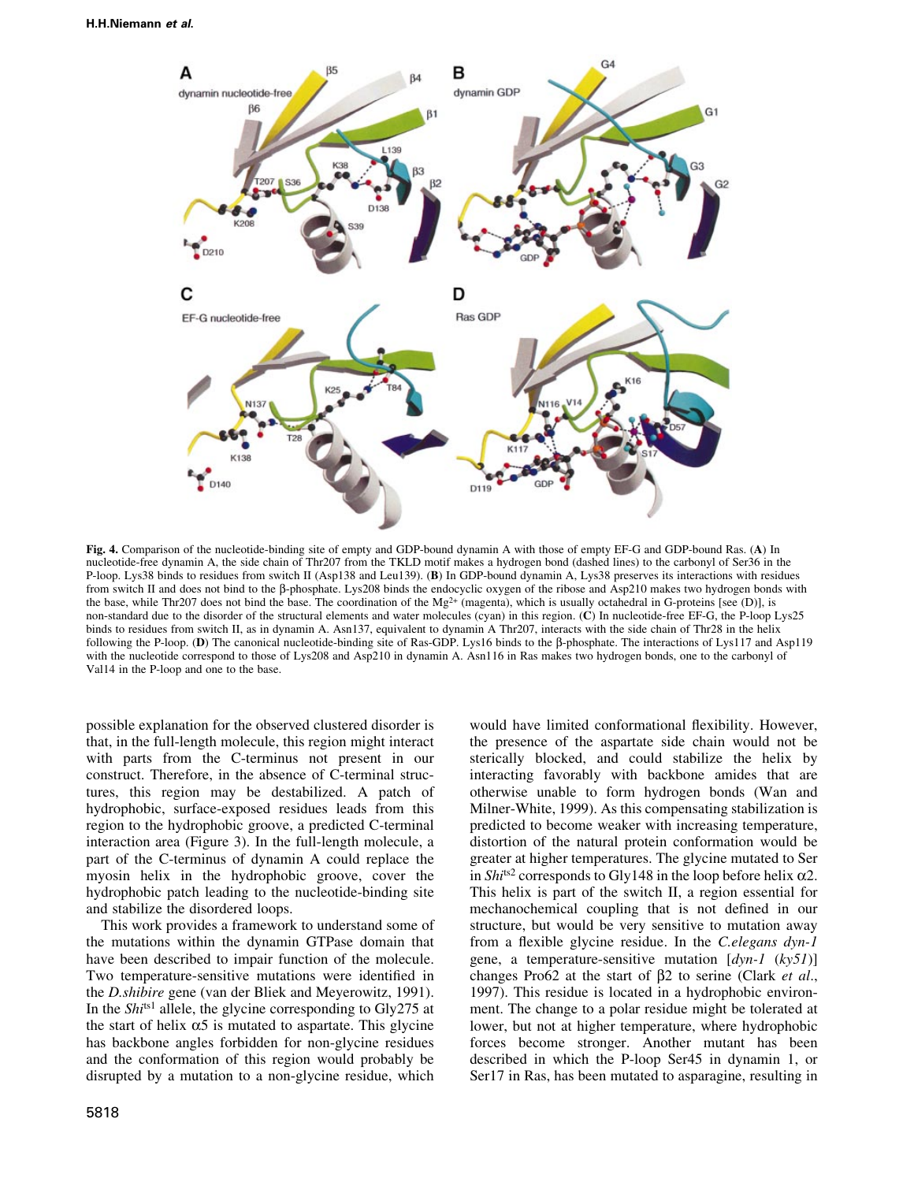**Fig. 4.** Comparison of the nucleotide-binding site of empty and GDP-bound dynamin A with those of empty EF-G and GDP-bound Ras. (**A**) In nucleotide-free dynamin A, the side chain of Thr207 from the TKLD motif makes a hydrogen bond (dashed lines) to the carbonyl of Ser36 in the P-loop. Lys38 binds to residues from switch II (Asp138 and Leu139). (**B**) In GDP-bound dynamin A, Lys38 preserves its interactions with residues from switch II and does not bind to the β-phosphate. Lys208 binds the endocyclic oxygen of the ribose and Asp210 makes two hydrogen bonds with the base, while Thr207 does not bind the base. The coordination of the $Mg^{2+}$ (magenta), which is usually octahedral in G-proteins [see (D)], is non-standard due to the disorder of the structural elements and water molecules (cyan) in this region. (**C**) In nucleotide-free EF-G, the P-loop Lys25 binds to residues from switch II, as in dynamin A. Asn137, equivalent to dynamin A Thr207, interacts with the side chain of Thr28 in the helix following the P-loop. (**D**) The canonical nucleotide-binding site of Ras-GDP. Lys16 binds to the β-phosphate. The interactions of Lys117 and Asp119 with the nucleotide correspond to those of Lys208 and Asp210 in dynamin A. Asn116 in Ras makes two hydrogen bonds, one to the carbonyl of Val14 in the P-loop and one to the base.

possible explanation for the observed clustered disorder is that, in the full-length molecule, this region might interact with parts from the C-terminus not present in our construct. Therefore, in the absence of C-terminal structures, this region may be destabilized. A patch of hydrophobic, surface-exposed residues leads from this region to the hydrophobic groove, a predicted C-terminal interaction area (Figure 3). In the full-length molecule, a part of the C-terminus of dynamin A could replace the myosin helix in the hydrophobic groove, cover the hydrophobic patch leading to the nucleotide-binding site and stabilize the disordered loops.

This work provides a framework to understand some of the mutations within the dynamin GTPase domain that have been described to impair function of the molecule. Two temperature-sensitive mutations were identified in the *D.shibire* gene (van der Bliek and Meyerowitz, 1991). In the *Shi*[ts1] allele, the glycine corresponding to Gly275 at the start of helix α5 is mutated to aspartate. This glycine has backbone angles forbidden for non-glycine residues and the conformation of this region would probably be disrupted by a mutation to a non-glycine residue, which would have limited conformational flexibility. However, the presence of the aspartate side chain would not be sterically blocked, and could stabilize the helix by interacting favorably with backbone amides that are otherwise unable to form hydrogen bonds (Wan and Milner-White, 1999). As this compensating stabilization is predicted to become weaker with increasing temperature, distortion of the natural protein conformation would be greater at higher temperatures. The glycine mutated to Ser in *Shi*[ts2] corresponds to Gly148 in the loop before helix α2. This helix is part of the switch II, a region essential for mechanochemical coupling that is not defined in our structure, but would be very sensitive to mutation away from a flexible glycine residue. In the *C.elegans dyn-1* gene, a temperature-sensitive mutation [*dyn-1* (*ky51*)] changes Pro62 at the start of β2 to serine (Clark *et al*., 1997). This residue is located in a hydrophobic environment. The change to a polar residue might be tolerated at lower, but not at higher temperature, where hydrophobic forces become stronger. Another mutant has been described in which the P-loop Ser45 in dynamin 1, or Ser17 in Ras, has been mutated to asparagine, resulting in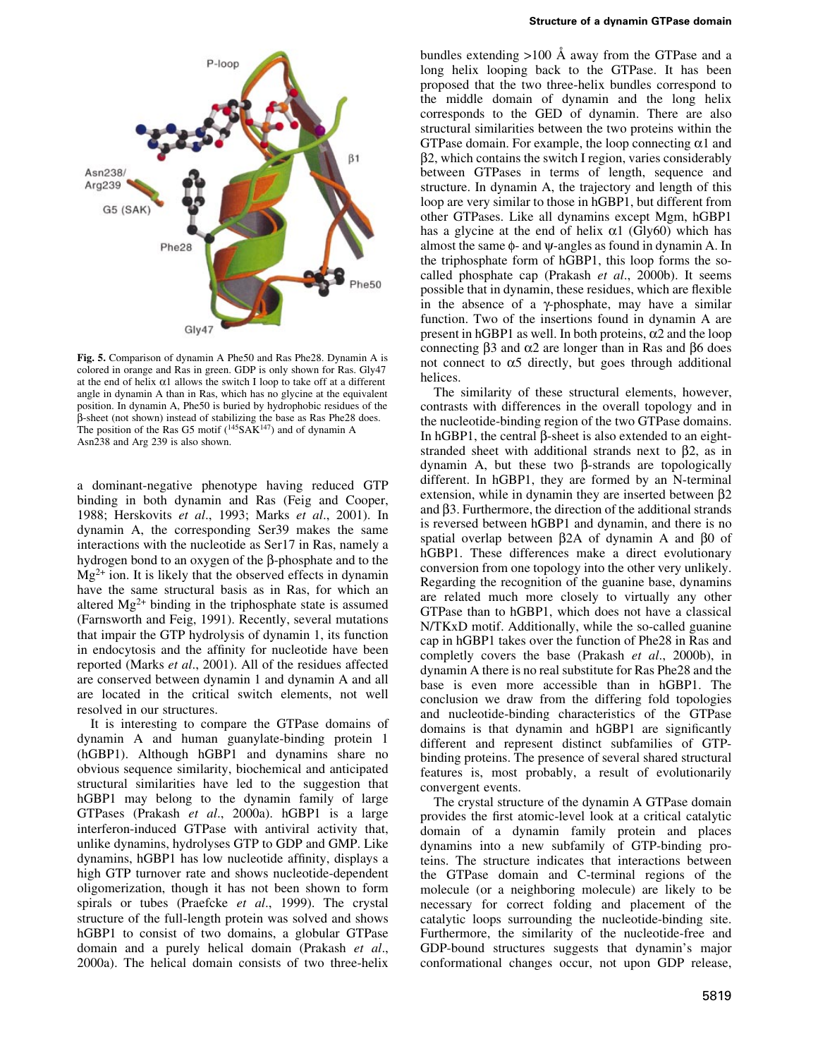Fig. 5. Comparison of dynamin A Phe50 and Ras Phe28. Dynamin A is colored in orange and Ras in green. GDP is only shown for Ras. Gly47 at the end of helix α1 allows the switch I loop to take off at a different angle in dynamin A than in Ras, which has no glycine at the equivalent position. In dynamin A, Phe50 is buried by hydrophobic residues of the β-sheet (not shown) instead of stabilizing the base as Ras Phe28 does. The position of the Ras G5 motif ($^{145}$SAK$^{147}$) and of dynamin A Asn238 and Arg 239 is also shown.

a dominant-negative phenotype having reduced GTP binding in both dynamin and Ras (Feig and Cooper, 1988; Herskovits *et al*., 1993; Marks *et al*., 2001). In dynamin A, the corresponding Ser39 makes the same interactions with the nucleotide as Ser17 in Ras, namely a hydrogen bond to an oxygen of the β-phosphate and to the $Mg^{2+}$ ion. It is likely that the observed effects in dynamin have the same structural basis as in Ras, for which an altered $Mg^{2+}$ binding in the triphosphate state is assumed (Farnsworth and Feig, 1991). Recently, several mutations that impair the GTP hydrolysis of dynamin 1, its function in endocytosis and the affinity for nucleotide have been reported (Marks *et al*., 2001). All of the residues affected are conserved between dynamin 1 and dynamin A and all are located in the critical switch elements, not well resolved in our structures.

It is interesting to compare the GTPase domains of dynamin A and human guanylate-binding protein 1 (hGBP1). Although hGBP1 and dynamins share no obvious sequence similarity, biochemical and anticipated structural similarities have led to the suggestion that hGBP1 may belong to the dynamin family of large GTPases (Prakash *et al*., 2000a). hGBP1 is a large interferon-induced GTPase with antiviral activity that, unlike dynamins, hydrolyses GTP to GDP and GMP. Like dynamins, hGBP1 has low nucleotide affinity, displays a high GTP turnover rate and shows nucleotide-dependent oligomerization, though it has not been shown to form spirals or tubes (Praefcke *et al*., 1999). The crystal structure of the full-length protein was solved and shows hGBP1 to consist of two domains, a globular GTPase domain and a purely helical domain (Prakash *et al*., 2000a). The helical domain consists of two three-helix bundles extending >100 Å away from the GTPase and a long helix looping back to the GTPase. It has been proposed that the two three-helix bundles correspond to the middle domain of dynamin and the long helix corresponds to the GED of dynamin. There are also structural similarities between the two proteins within the GTPase domain. For example, the loop connecting α1 and β2, which contains the switch I region, varies considerably between GTPases in terms of length, sequence and structure. In dynamin A, the trajectory and length of this loop are very similar to those in hGBP1, but different from other GTPases. Like all dynamins except Mgm, hGBP1 has a glycine at the end of helix α1 (Gly60) which has almost the same ϕ- and ψ-angles as found in dynamin A. In the triphosphate form of hGBP1, this loop forms the so-called phosphate cap (Prakash *et al*., 2000b). It seems possible that in dynamin, these residues, which are flexible in the absence of a γ-phosphate, may have a similar function. Two of the insertions found in dynamin A are present in hGBP1 as well. In both proteins, α2 and the loop connecting β3 and α2 are longer than in Ras and β6 does not connect to α5 directly, but goes through additional helices.

The similarity of these structural elements, however, contrasts with differences in the overall topology and in the nucleotide-binding region of the two GTPase domains. In hGBP1, the central β-sheet is also extended to an eight-stranded sheet with additional strands next to β2, as in dynamin A, but these two β-strands are topologically different. In hGBP1, they are formed by an N-terminal extension, while in dynamin they are inserted between β2 and β3. Furthermore, the direction of the additional strands is reversed between hGBP1 and dynamin, and there is no spatial overlap between β2A of dynamin A and β0 of hGBP1. These differences make a direct evolutionary conversion from one topology into the other very unlikely. Regarding the recognition of the guanine base, dynamins are related much more closely to virtually any other GTPase than to hGBP1, which does not have a classical N/TKxD motif. Additionally, while the so-called guanine cap in hGBP1 takes over the function of Phe28 in Ras and completly covers the base (Prakash *et al*., 2000b), in dynamin A there is no real substitute for Ras Phe28 and the base is even more accessible than in hGBP1. The conclusion we draw from the differing fold topologies and nucleotide-binding characteristics of the GTPase domains is that dynamin and hGBP1 are significantly different and represent distinct subfamilies of GTP-binding proteins. The presence of several shared structural features is, most probably, a result of evolutionarily convergent events.

The crystal structure of the dynamin A GTPase domain provides the first atomic-level look at a critical catalytic domain of a dynamin family protein and places dynamins into a new subfamily of GTP-binding proteins. The structure indicates that interactions between the GTPase domain and C-terminal regions of the molecule (or a neighboring molecule) are likely to be necessary for correct folding and placement of the catalytic loops surrounding the nucleotide-binding site. Furthermore, the similarity of the nucleotide-free and GDP-bound structures suggests that dynamin's major conformational changes occur, not upon GDP release,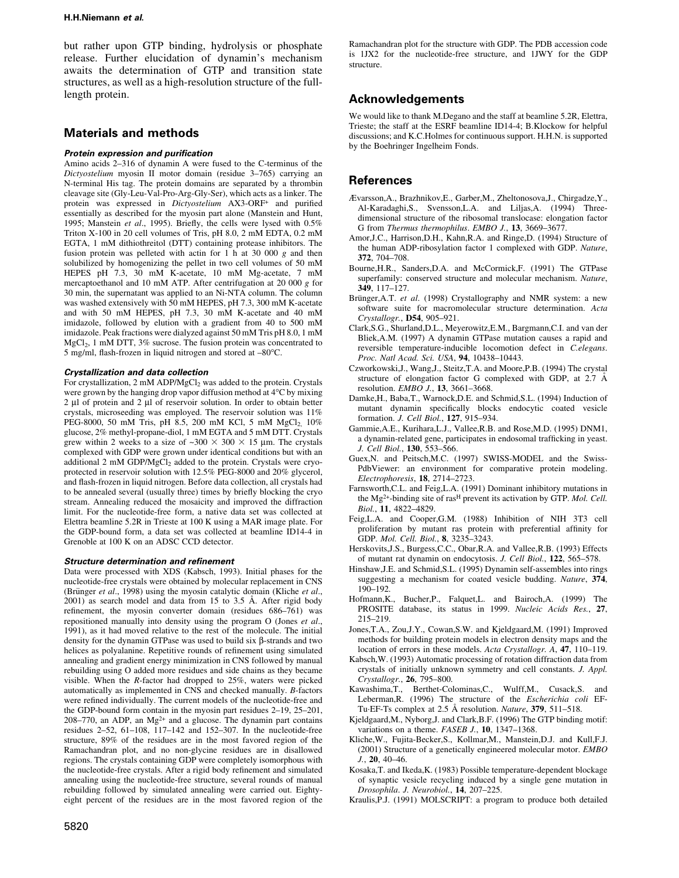but rather upon GTP binding, hydrolysis or phosphate release. Further elucidation of dynamin's mechanism awaits the determination of GTP and transition state structures, as well as a high-resolution structure of the full-length protein.

## Materials and methods

### *Protein expression and purification*

Amino acids 2–316 of dynamin A were fused to the C-terminus of the *Dictyostelium* myosin II motor domain (residue 3–765) carrying an N-terminal His tag. The protein domains are separated by a thrombin cleavage site (Gly-Leu-Val-Pro-Arg-Gly-Ser), which acts as a linker. The protein was expressed in *Dictyostelium* AX3-ORF+ and purified essentially as described for the myosin part alone (Manstein and Hunt, 1995; Manstein *et al*., 1995). Briefly, the cells were lysed with 0.5% Triton X-100 in 20 cell volumes of Tris, pH 8.0, 2 mM EDTA, 0.2 mM EGTA, 1 mM dithiothreitol (DTT) containing protease inhibitors. The fusion protein was pelleted with actin for 1 h at 30 000 *g* and then solubilized by homogenizing the pellet in two cell volumes of 50 mM HEPES pH 7.3, 30 mM K-acetate, 10 mM Mg-acetate, 7 mM mercaptoethanol and 10 mM ATP. After centrifugation at 20 000 *g* for 30 min, the supernatant was applied to an Ni-NTA column. The column was washed extensively with 50 mM HEPES, pH 7.3, 300 mM K-acetate and with 50 mM HEPES, pH 7.3, 30 mM K-acetate and 40 mM imidazole, followed by elution with a gradient from 40 to 500 mM imidazole. Peak fractions were dialyzed against 50 mM Tris pH 8.0, 1 mM $MgCl_2$, 1 mM DTT, 3% sucrose. The fusion protein was concentrated to 5 mg/ml, flash-frozen in liquid nitrogen and stored at –80°C.

### *Crystallization and data collection*

For crystallization, 2 mM ADP/$MgCl_2$ was added to the protein. Crystals were grown by the hanging drop vapor diffusion method at 4°C by mixing 2 µl of protein and 2 µl of reservoir solution. In order to obtain better crystals, microseeding was employed. The reservoir solution was 11% PEG-8000, 50 mM Tris, pH 8.5, 200 mM KCl, 5 mM $MgCl_2$, 10% glucose, 2% methyl-propane-diol, 1 mM EGTA and 5 mM DTT. Crystals grew within 2 weeks to a size of ~300 × 300 × 15 µm. The crystals complexed with GDP were grown under identical conditions but with an additional 2 mM GDP/$MgCl_2$ added to the protein. Crystals were cryo-protected in reservoir solution with 12.5% PEG-8000 and 20% glycerol, and flash-frozen in liquid nitrogen. Before data collection, all crystals had to be annealed several (usually three) times by briefly blocking the cryo stream. Annealing reduced the mosaicity and improved the diffraction limit. For the nucleotide-free form, a native data set was collected at Elettra beamline 5.2R in Trieste at 100 K using a MAR image plate. For the GDP-bound form, a data set was collected at beamline ID14-4 in Grenoble at 100 K on an ADSC CCD detector.

### *Structure determination and refinement*

Data were processed with XDS (Kabsch, 1993). Initial phases for the nucleotide-free crystals were obtained by molecular replacement in CNS (Brünger *et al*., 1998) using the myosin catalytic domain (Kliche *et al*., 2001) as search model and data from 15 to 3.5 Å. After rigid body refinement, the myosin converter domain (residues 686–761) was repositioned manually into density using the program O (Jones *et al*., 1991), as it had moved relative to the rest of the molecule. The initial density for the dynamin GTPase was used to build six β-strands and two helices as polyalanine. Repetitive rounds of refinement using simulated annealing and gradient energy minimization in CNS followed by manual rebuilding using O added more residues and side chains as they became visible. When the *R*-factor had dropped to 25%, waters were picked automatically as implemented in CNS and checked manually. *B*-factors were refined individually. The current models of the nucleotide-free and the GDP-bound form contain in the myosin part residues 2–19, 25–201, 208–770, an ADP, an $Mg^{2+}$ and a glucose. The dynamin part contains residues 2–52, 61–108, 117–142 and 152–307. In the nucleotide-free structure, 89% of the residues are in the most favored region of the Ramachandran plot, and no non-glycine residues are in disallowed regions. The crystals containing GDP were completely isomorphous with the nucleotide-free crystals. After a rigid body refinement and simulated annealing using the nucleotide-free structure, several rounds of manual rebuilding followed by simulated annealing were carried out. Eighty-eight percent of the residues are in the most favored region of the Ramachandran plot for the structure with GDP. The PDB accession code is 1JX2 for the nucleotide-free structure, and 1JWY for the GDP structure.

## Acknowledgements

We would like to thank M.Degano and the staff at beamline 5.2R, Elettra, Trieste; the staff at the ESRF beamline ID14-4; B.Klockow for helpful discussions; and K.C.Holmes for continuous support. H.H.N. is supported by the Boehringer Ingelheim Fonds.

## References

Ævarsson,A., Brazhnikov,E., Garber,M., Zheltonosova,J., Chirgadze,Y., Al-Karadaghi,S., Svensson,L.A. and Liljas,A. (1994) Three-dimensional structure of the ribosomal translocase: elongation factor G from *Thermus thermophilus*. *EMBO J*., **13**, 3669–3677.

Amor,J.C., Harrison,D.H., Kahn,R.A. and Ringe,D. (1994) Structure of the human ADP-ribosylation factor 1 complexed with GDP. *Nature*, **372**, 704–708.

Bourne,H.R., Sanders,D.A. and McCormick,F. (1991) The GTPase superfamily: conserved structure and molecular mechanism. *Nature*, **349**, 117–127.

Brünger,A.T. *et al*. (1998) Crystallography and NMR system: a new software suite for macromolecular structure determination. *Acta Crystallogr*., **D54**, 905–921.

Clark,S.G., Shurland,D.L., Meyerowitz,E.M., Bargmann,C.I. and van der Bliek,A.M. (1997) A dynamin GTPase mutation causes a rapid and reversible temperature-inducible locomotion defect in *C.elegans*. *Proc. Natl Acad. Sci. USA*, **94**, 10438–10443.

Czworkowski,J., Wang,J., Steitz,T.A. and Moore,P.B. (1994) The crystal structure of elongation factor G complexed with GDP, at 2.7 Å resolution. *EMBO J*., **13**, 3661–3668.

Damke,H., Baba,T., Warnock,D.E. and Schmid,S.L. (1994) Induction of mutant dynamin specifically blocks endocytic coated vesicle formation. *J. Cell Biol*., **127**, 915–934.

Gammie,A.E., Kurihara,L.J., Vallee,R.B. and Rose,M.D. (1995) DNM1, a dynamin-related gene, participates in endosomal trafficking in yeast. *J. Cell Biol*., **130**, 553–566.

Guex,N. and Peitsch,M.C. (1997) SWISS-MODEL and the Swiss-PdbViewer: an environment for comparative protein modeling. *Electrophoresis*, **18**, 2714–2723.

Farnsworth,C.L. and Feig,L.A. (1991) Dominant inhibitory mutations in the $Mg^{2+}$-binding site of ras[H] prevent its activation by GTP. *Mol. Cell. Biol*., **11**, 4822–4829.

Feig,L.A. and Cooper,G.M. (1988) Inhibition of NIH 3T3 cell proliferation by mutant ras protein with preferential affinity for GDP. *Mol. Cell. Biol*., **8**, 3235–3243.

Herskovits,J.S., Burgess,C.C., Obar,R.A. and Vallee,R.B. (1993) Effects of mutant rat dynamin on endocytosis. *J. Cell Biol*., **122**, 565–578.

Hinshaw,J.E. and Schmid,S.L. (1995) Dynamin self-assembles into rings suggesting a mechanism for coated vesicle budding. *Nature*, **374**, 190–192.

Hofmann,K., Bucher,P., Falquet,L. and Bairoch,A. (1999) The PROSITE database, its status in 1999. *Nucleic Acids Res*., **27**, 215–219.

Jones,T.A., Zou,J.Y., Cowan,S.W. and Kjeldgaard,M. (1991) Improved methods for building protein models in electron density maps and the location of errors in these models. *Acta Crystallogr. A*, **47**, 110–119.

Kabsch,W. (1993) Automatic processing of rotation diffraction data from crystals of initially unknown symmetry and cell constants. *J. Appl. Crystallogr*., **26**, 795–800.

Kawashima,T., Berthet-Colominas,C., Wulff,M., Cusack,S. and Leberman,R. (1996) The structure of the *Escherichia coli* EF-Tu·EF-Ts complex at 2.5 Å resolution. *Nature*, **379**, 511–518.

Kjeldgaard,M., Nyborg,J. and Clark,B.F. (1996) The GTP binding motif: variations on a theme. *FASEB J*., **10**, 1347–1368.

Kliche,W., Fujita-Becker,S., Kollmar,M., Manstein,D.J. and Kull,F.J. (2001) Structure of a genetically engineered molecular motor. *EMBO J*., **20**, 40–46.

Kosaka,T. and Ikeda,K. (1983) Possible temperature-dependent blockage of synaptic vesicle recycling induced by a single gene mutation in *Drosophila*. *J. Neurobiol*., **14**, 207–225.

Kraulis,P.J. (1991) MOLSCRIPT: a program to produce both detailed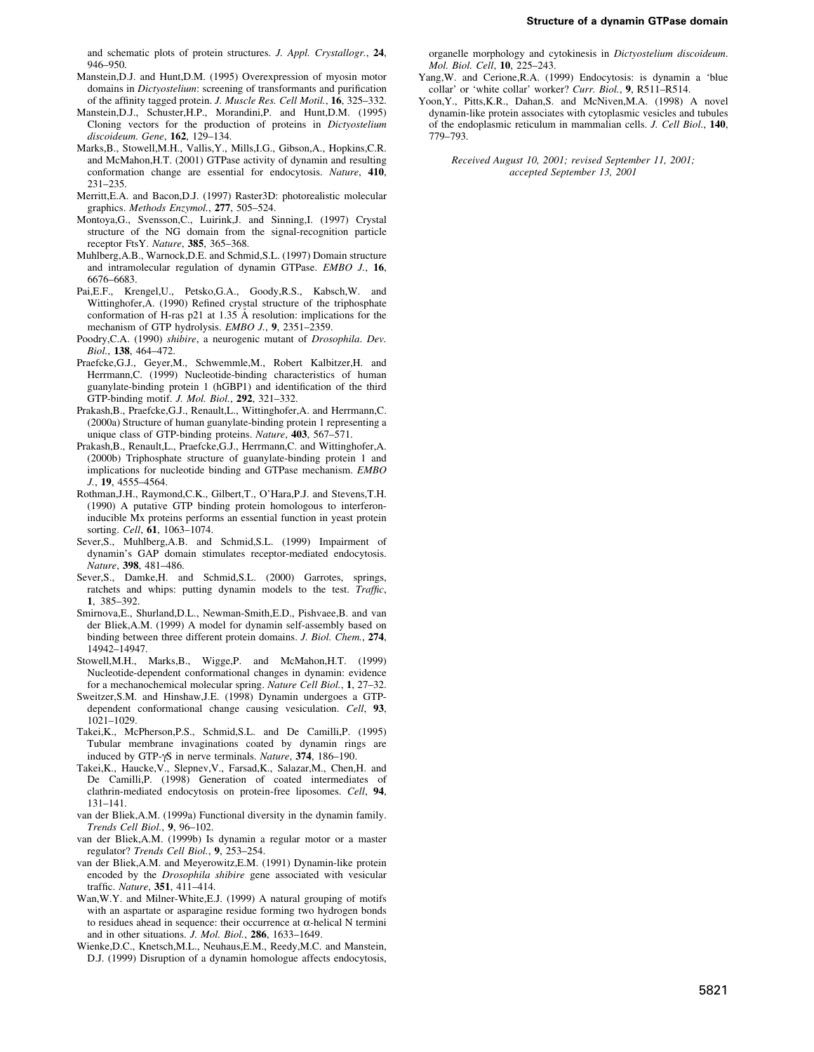and schematic plots of protein structures. *J. Appl. Crystallogr.*, **24**, 946–950.

Manstein,D.J. and Hunt,D.M. (1995) Overexpression of myosin motor domains in *Dictyostelium*: screening of transformants and purification of the affinity tagged protein. *J. Muscle Res. Cell Motil.*, **16**, 325–332.

Manstein,D.J., Schuster,H.P., Morandini,P. and Hunt,D.M. (1995) Cloning vectors for the production of proteins in *Dictyostelium discoideum*. *Gene*, **162**, 129–134.

Marks,B., Stowell,M.H., Vallis,Y., Mills,I.G., Gibson,A., Hopkins,C.R. and McMahon,H.T. (2001) GTPase activity of dynamin and resulting conformation change are essential for endocytosis. *Nature*, **410**, 231–235.

Merritt,E.A. and Bacon,D.J. (1997) Raster3D: photorealistic molecular graphics. *Methods Enzymol.*, **277**, 505–524.

Montoya,G., Svensson,C., Luirink,J. and Sinning,I. (1997) Crystal structure of the NG domain from the signal-recognition particle receptor FtsY. *Nature*, **385**, 365–368.

Muhlberg,A.B., Warnock,D.E. and Schmid,S.L. (1997) Domain structure and intramolecular regulation of dynamin GTPase. *EMBO J.*, **16**, 6676–6683.

Pai,E.F., Krengel,U., Petsko,G.A., Goody,R.S., Kabsch,W. and Wittinghofer,A. (1990) Refined crystal structure of the triphosphate conformation of H-ras p21 at 1.35 Å resolution: implications for the mechanism of GTP hydrolysis. *EMBO J.*, **9**, 2351–2359.

Poodry,C.A. (1990) *shibire*, a neurogenic mutant of *Drosophila*. *Dev. Biol.*, **138**, 464–472.

Praefcke,G.J., Geyer,M., Schwemmle,M., Robert Kalbitzer,H. and Herrmann,C. (1999) Nucleotide-binding characteristics of human guanylate-binding protein 1 (hGBP1) and identification of the third GTP-binding motif. *J. Mol. Biol.*, **292**, 321–332.

Prakash,B., Praefcke,G.J., Renault,L., Wittinghofer,A. and Herrmann,C. (2000a) Structure of human guanylate-binding protein 1 representing a unique class of GTP-binding proteins. *Nature*, **403**, 567–571.

Prakash,B., Renault,L., Praefcke,G.J., Herrmann,C. and Wittinghofer,A. (2000b) Triphosphate structure of guanylate-binding protein 1 and implications for nucleotide binding and GTPase mechanism. *EMBO J.*, **19**, 4555–4564.

Rothman,J.H., Raymond,C.K., Gilbert,T., O'Hara,P.J. and Stevens,T.H. (1990) A putative GTP binding protein homologous to interferon-inducible Mx proteins performs an essential function in yeast protein sorting. *Cell*, **61**, 1063–1074.

Sever,S., Muhlberg,A.B. and Schmid,S.L. (1999) Impairment of dynamin's GAP domain stimulates receptor-mediated endocytosis. *Nature*, **398**, 481–486.

Sever,S., Damke,H. and Schmid,S.L. (2000) Garrotes, springs, ratchets and whips: putting dynamin models to the test. *Traffic*, **1**, 385–392.

Smirnova,E., Shurland,D.L., Newman-Smith,E.D., Pishvaee,B. and van der Bliek,A.M. (1999) A model for dynamin self-assembly based on binding between three different protein domains. *J. Biol. Chem.*, **274**, 14942–14947.

Stowell,M.H., Marks,B., Wigge,P. and McMahon,H.T. (1999) Nucleotide-dependent conformational changes in dynamin: evidence for a mechanochemical molecular spring. *Nature Cell Biol.*, **1**, 27–32.

Sweitzer,S.M. and Hinshaw,J.E. (1998) Dynamin undergoes a GTP-dependent conformational change causing vesiculation. *Cell*, **93**, 1021–1029.

Takei,K., McPherson,P.S., Schmid,S.L. and De Camilli,P. (1995) Tubular membrane invaginations coated by dynamin rings are induced by GTP-γS in nerve terminals. *Nature*, **374**, 186–190.

Takei,K., Haucke,V., Slepnev,V., Farsad,K., Salazar,M., Chen,H. and De Camilli,P. (1998) Generation of coated intermediates of clathrin-mediated endocytosis on protein-free liposomes. *Cell*, **94**, 131–141.

van der Bliek,A.M. (1999a) Functional diversity in the dynamin family. *Trends Cell Biol.*, **9**, 96–102.

van der Bliek,A.M. (1999b) Is dynamin a regular motor or a master regulator? *Trends Cell Biol.*, **9**, 253–254.

van der Bliek,A.M. and Meyerowitz,E.M. (1991) Dynamin-like protein encoded by the *Drosophila shibire* gene associated with vesicular traffic. *Nature*, **351**, 411–414.

Wan,W.Y. and Milner-White,E.J. (1999) A natural grouping of motifs with an aspartate or asparagine residue forming two hydrogen bonds to residues ahead in sequence: their occurrence at α-helical N termini and in other situations. *J. Mol. Biol.*, **286**, 1633–1649.

Wienke,D.C., Knetsch,M.L., Neuhaus,E.M., Reedy,M.C. and Manstein, D.J. (1999) Disruption of a dynamin homologue affects endocytosis, organelle morphology and cytokinesis in *Dictyostelium discoideum*. *Mol. Biol. Cell*, **10**, 225–243.

Yang,W. and Cerione,R.A. (1999) Endocytosis: is dynamin a 'blue collar' or 'white collar' worker? *Curr. Biol.*, **9**, R511–R514.

Yoon,Y., Pitts,K.R., Dahan,S. and McNiven,M.A. (1998) A novel dynamin-like protein associates with cytoplasmic vesicles and tubules of the endoplasmic reticulum in mammalian cells. *J. Cell Biol.*, **140**, 779–793.

*Received August 10, 2001; revised September 11, 2001; accepted September 13, 2001*